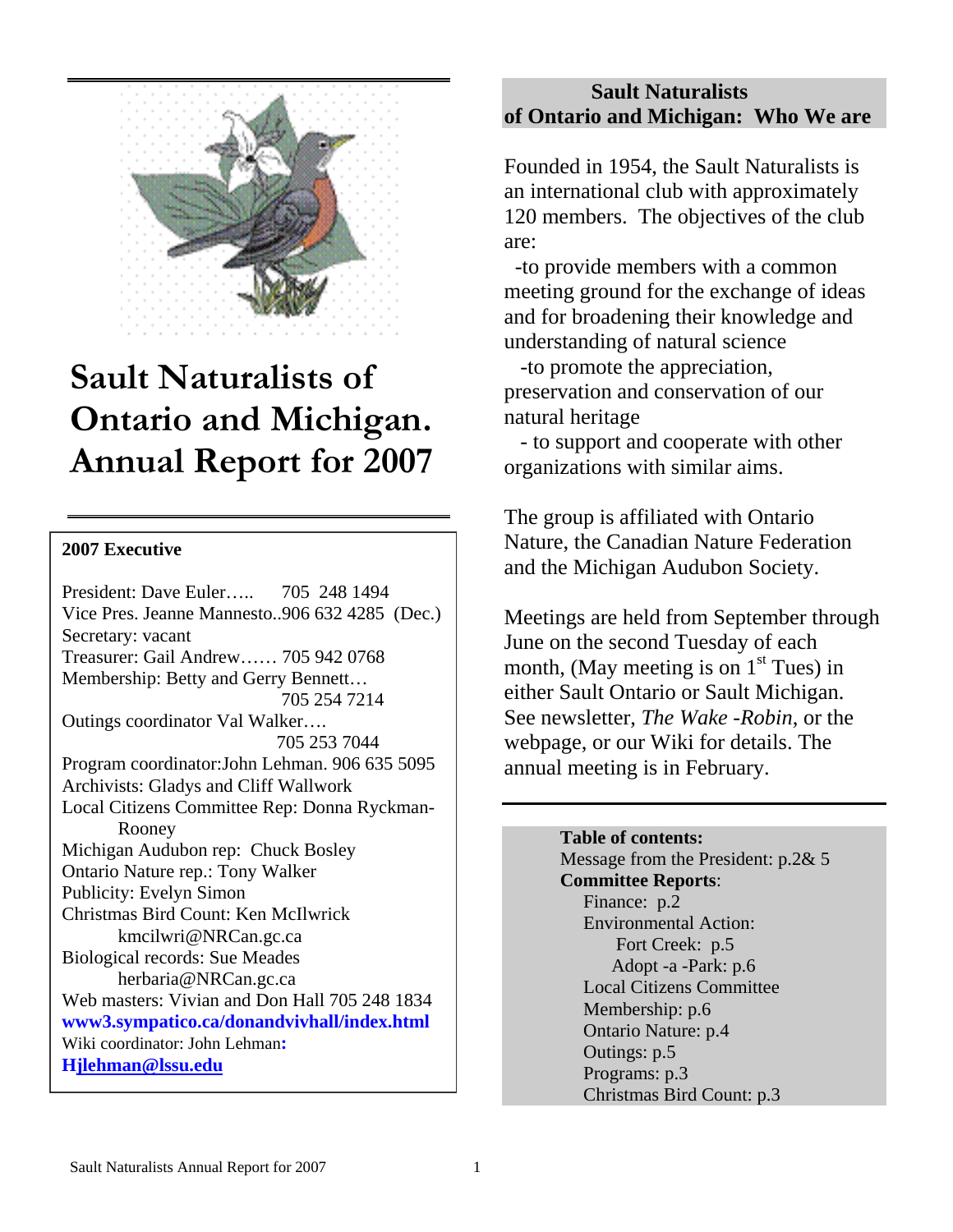# Sault Naturalists of Ontario and Michigan. Annual Report for 2007

**2007 Executive**

President: Dave Euler….. 705 248 1494
Vice Pres. Jeanne Mannesto..906 632 4285 (Dec.)
Secretary: vacant
Treasurer: Gail Andrew…… 705 942 0768
Membership: Betty and Gerry Bennett… 705 254 7214
Outings coordinator Val Walker…. 705 253 7044
Program coordinator:John Lehman. 906 635 5095
Archivists: Gladys and Cliff Wallwork
Local Citizens Committee Rep: Donna Ryckman-Rooney
Michigan Audubon rep: Chuck Bosley
Ontario Nature rep.: Tony Walker
Publicity: Evelyn Simon
Christmas Bird Count: Ken McIlwrick kmcilwri@NRCan.gc.ca
Biological records: Sue Meades herbaria@NRCan.gc.ca
Web masters: Vivian and Don Hall 705 248 1834
**www3.sympatico.ca/donandvivhall/index.html**
Wiki coordinator: John Lehman**:**
**Hjlehman@lssu.edu**

## Sault Naturalists of Ontario and Michigan: Who We are

Founded in 1954, the Sault Naturalists is an international club with approximately 120 members. The objectives of the club are:

-to provide members with a common meeting ground for the exchange of ideas and for broadening their knowledge and understanding of natural science

-to promote the appreciation, preservation and conservation of our natural heritage

- to support and cooperate with other organizations with similar aims.

The group is affiliated with Ontario Nature, the Canadian Nature Federation and the Michigan Audubon Society.

Meetings are held from September through June on the second Tuesday of each month, (May meeting is on 1st Tues) in either Sault Ontario or Sault Michigan. See newsletter, *The Wake -Robin*, or the webpage, or our Wiki for details. The annual meeting is in February.

**Table of contents:**
Message from the President: p.2& 5
**Committee Reports**:
- Finance: p.2
- Environmental Action:
  - Fort Creek: p.5
  - Adopt -a -Park: p.6
- Local Citizens Committee
- Membership: p.6
- Ontario Nature: p.4
- Outings: p.5
- Programs: p.3
- Christmas Bird Count: p.3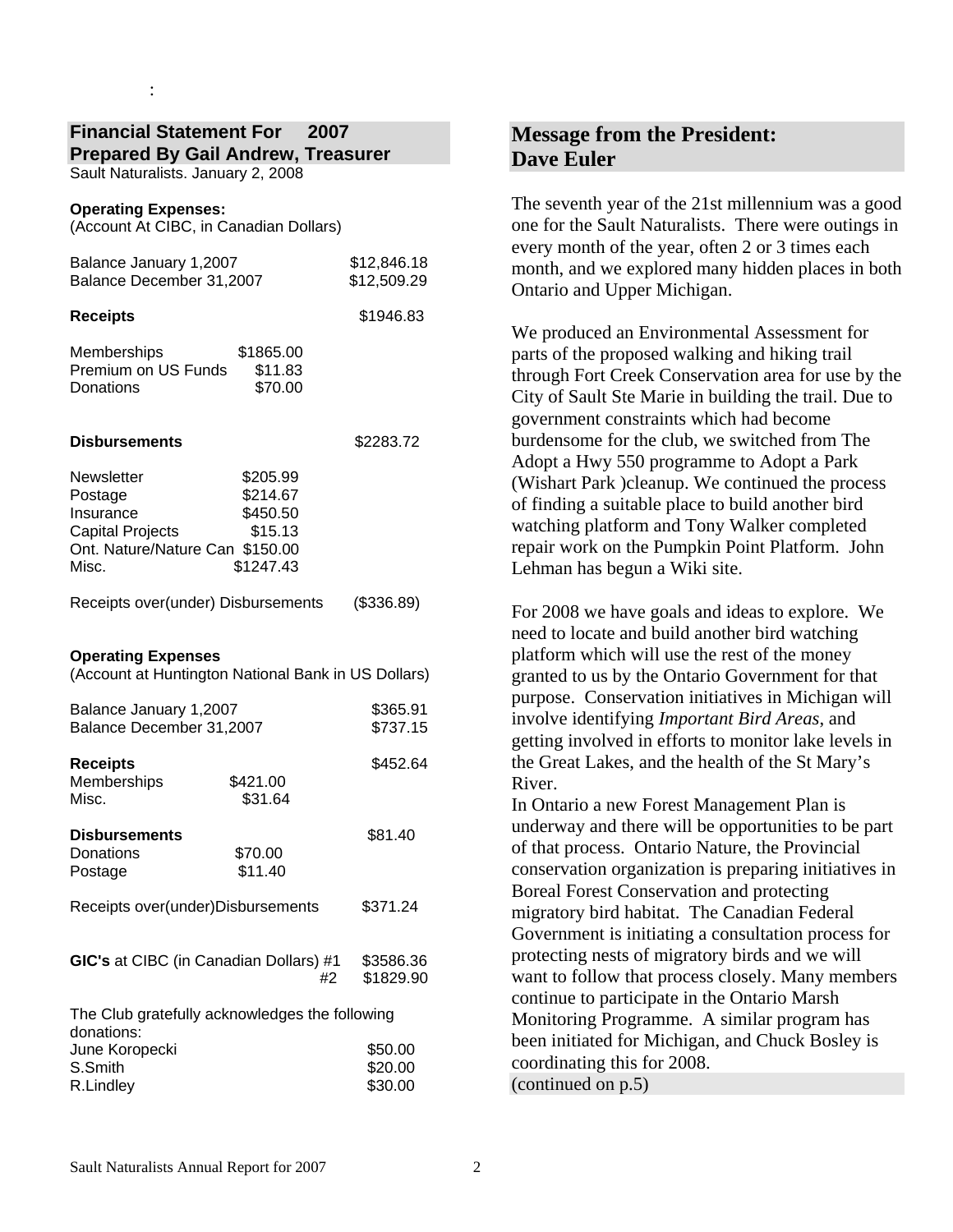:

## Financial Statement For 2007
## Prepared By Gail Andrew, Treasurer

Sault Naturalists. January 2, 2008

**Operating Expenses:**
(Account At CIBC, in Canadian Dollars)

| | | |
|---|---|---|
| Balance January 1,2007 | | $12,846.18 |
| Balance December 31,2007 | | $12,509.29 |
| **Receipts** | | $1946.83 |
| Memberships | $1865.00 | |
| Premium on US Funds | $11.83 | |
| Donations | $70.00 | |
| **Disbursements** | | $2283.72 |
| Newsletter | $205.99 | |
| Postage | $214.67 | |
| Insurance | $450.50 | |
| Capital Projects | $15.13 | |
| Ont. Nature/Nature Can | $150.00 | |
| Misc. | $1247.43 | |
| Receipts over(under) Disbursements | | ($336.89) |

**Operating Expenses**
(Account at Huntington National Bank in US Dollars)

| | | |
|---|---|---|
| Balance January 1,2007 | | $365.91 |
| Balance December 31,2007 | | $737.15 |
| **Receipts** | | $452.64 |
| Memberships | $421.00 | |
| Misc. | $31.64 | |
| **Disbursements** | | $81.40 |
| Donations | $70.00 | |
| Postage | $11.40 | |
| Receipts over(under)Disbursements | | $371.24 |

| | | |
|---|---|---|
| **GIC's** at CIBC (in Canadian Dollars) | #1 | $3586.36 |
| | #2 | $1829.90 |

The Club gratefully acknowledges the following donations:

| | |
|---|---|
| June Koropecki | $50.00 |
| S.Smith | $20.00 |
| R.Lindley | $30.00 |

## Message from the President: Dave Euler

The seventh year of the 21st millennium was a good one for the Sault Naturalists. There were outings in every month of the year, often 2 or 3 times each month, and we explored many hidden places in both Ontario and Upper Michigan.

We produced an Environmental Assessment for parts of the proposed walking and hiking trail through Fort Creek Conservation area for use by the City of Sault Ste Marie in building the trail. Due to government constraints which had become burdensome for the club, we switched from The Adopt a Hwy 550 programme to Adopt a Park (Wishart Park )cleanup. We continued the process of finding a suitable place to build another bird watching platform and Tony Walker completed repair work on the Pumpkin Point Platform. John Lehman has begun a Wiki site.

For 2008 we have goals and ideas to explore. We need to locate and build another bird watching platform which will use the rest of the money granted to us by the Ontario Government for that purpose. Conservation initiatives in Michigan will involve identifying *Important Bird Areas*, and getting involved in efforts to monitor lake levels in the Great Lakes, and the health of the St Mary's River.
In Ontario a new Forest Management Plan is underway and there will be opportunities to be part of that process. Ontario Nature, the Provincial conservation organization is preparing initiatives in Boreal Forest Conservation and protecting migratory bird habitat. The Canadian Federal Government is initiating a consultation process for protecting nests of migratory birds and we will want to follow that process closely. Many members continue to participate in the Ontario Marsh Monitoring Programme. A similar program has been initiated for Michigan, and Chuck Bosley is coordinating this for 2008.
(continued on p.5)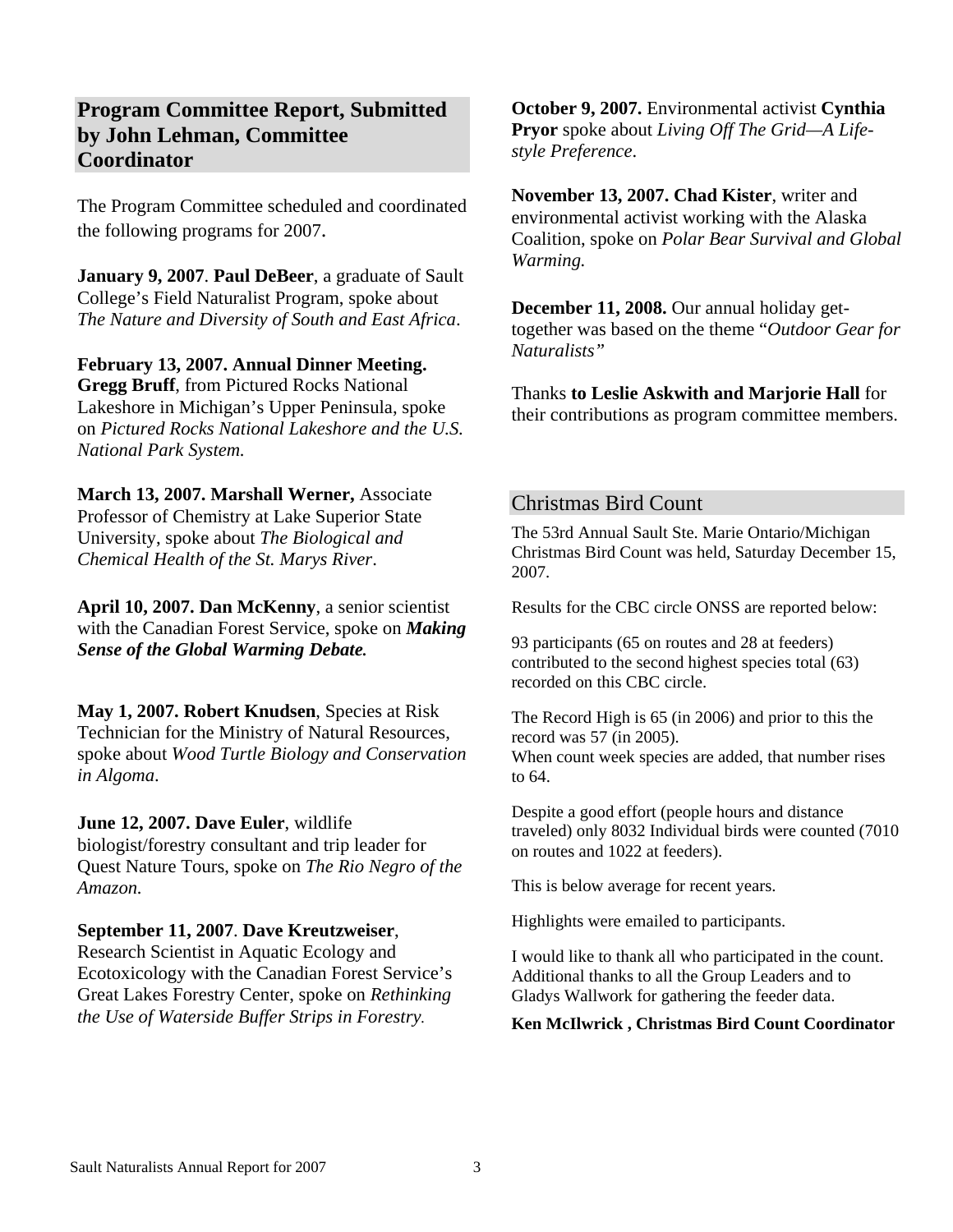## Program Committee Report, Submitted by John Lehman, Committee Coordinator

The Program Committee scheduled and coordinated the following programs for 2007.

**January 9, 2007**. **Paul DeBeer**, a graduate of Sault College's Field Naturalist Program, spoke about *The Nature and Diversity of South and East Africa*.

**February 13, 2007. Annual Dinner Meeting. Gregg Bruff**, from Pictured Rocks National Lakeshore in Michigan's Upper Peninsula, spoke on *Pictured Rocks National Lakeshore and the U.S. National Park System.*

**March 13, 2007. Marshall Werner,** Associate Professor of Chemistry at Lake Superior State University, spoke about *The Biological and Chemical Health of the St. Marys River*.

**April 10, 2007. Dan McKenny**, a senior scientist with the Canadian Forest Service, spoke on ***Making Sense of the Global Warming Debate.***

**May 1, 2007. Robert Knudsen**, Species at Risk Technician for the Ministry of Natural Resources, spoke about *Wood Turtle Biology and Conservation in Algoma*.

**June 12, 2007. Dave Euler**, wildlife biologist/forestry consultant and trip leader for Quest Nature Tours, spoke on *The Rio Negro of the Amazon.*

**September 11, 2007**. **Dave Kreutzweiser**, Research Scientist in Aquatic Ecology and Ecotoxicology with the Canadian Forest Service's Great Lakes Forestry Center, spoke on *Rethinking the Use of Waterside Buffer Strips in Forestry.*

**October 9, 2007.** Environmental activist **Cynthia Pryor** spoke about *Living Off The Grid—A Life-style Preference*.

**November 13, 2007. Chad Kister**, writer and environmental activist working with the Alaska Coalition, spoke on *Polar Bear Survival and Global Warming.*

**December 11, 2008.** Our annual holiday get-together was based on the theme "*Outdoor Gear for Naturalists"*

Thanks **to Leslie Askwith and Marjorie Hall** for their contributions as program committee members.

## Christmas Bird Count

The 53rd Annual Sault Ste. Marie Ontario/Michigan Christmas Bird Count was held, Saturday December 15, 2007.

Results for the CBC circle ONSS are reported below:

93 participants (65 on routes and 28 at feeders) contributed to the second highest species total (63) recorded on this CBC circle.

The Record High is 65 (in 2006) and prior to this the record was 57 (in 2005).
When count week species are added, that number rises to 64.

Despite a good effort (people hours and distance traveled) only 8032 Individual birds were counted (7010 on routes and 1022 at feeders).

This is below average for recent years.

Highlights were emailed to participants.

I would like to thank all who participated in the count. Additional thanks to all the Group Leaders and to Gladys Wallwork for gathering the feeder data.

**Ken McIlwrick , Christmas Bird Count Coordinator**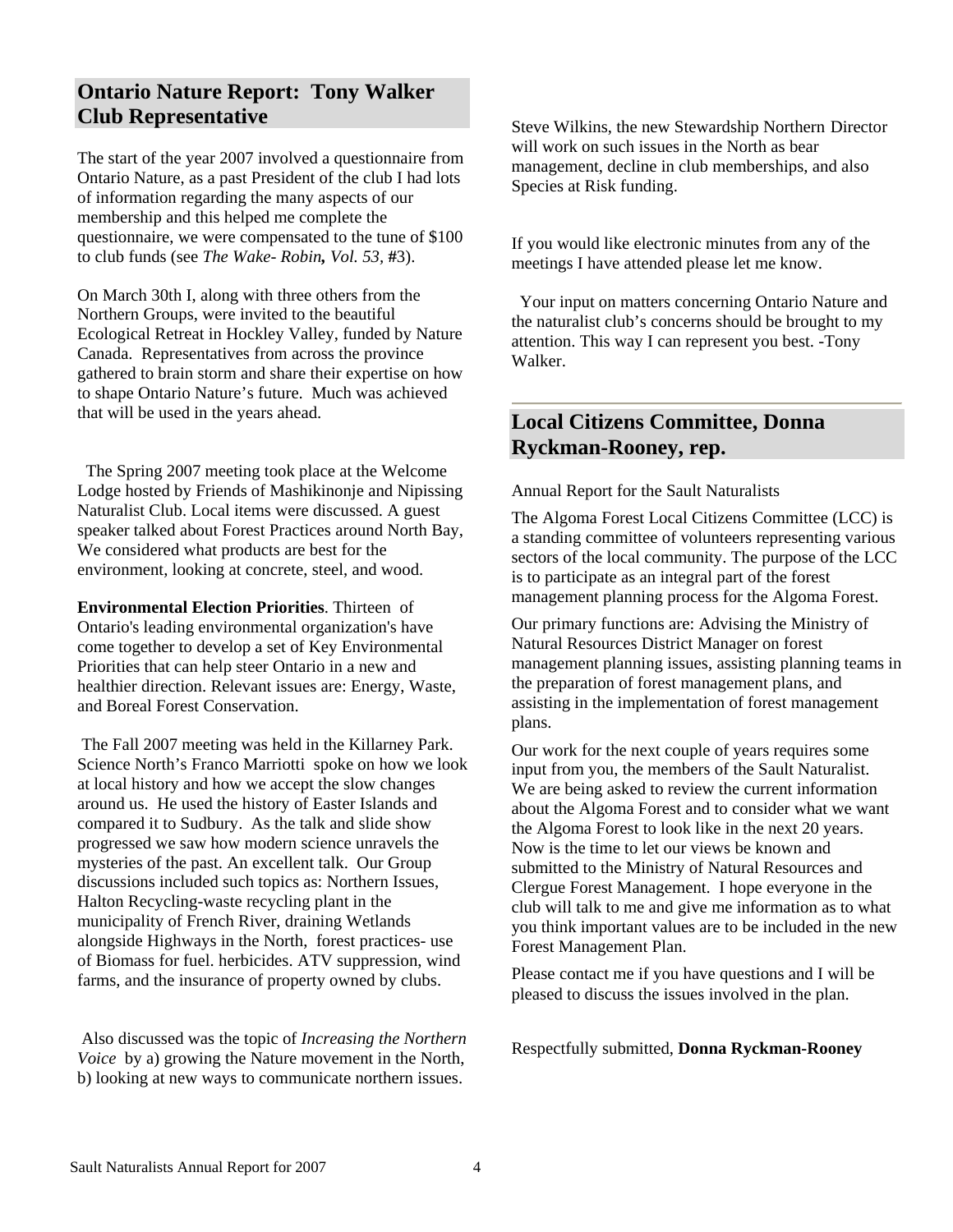## Ontario Nature Report: Tony Walker Club Representative

The start of the year 2007 involved a questionnaire from Ontario Nature, as a past President of the club I had lots of information regarding the many aspects of our membership and this helped me complete the questionnaire, we were compensated to the tune of $100 to club funds (see *The Wake- Robin**,** Vol. 53*, #3).

On March 30th I, along with three others from the Northern Groups, were invited to the beautiful Ecological Retreat in Hockley Valley, funded by Nature Canada. Representatives from across the province gathered to brain storm and share their expertise on how to shape Ontario Nature's future. Much was achieved that will be used in the years ahead.

The Spring 2007 meeting took place at the Welcome Lodge hosted by Friends of Mashikinonje and Nipissing Naturalist Club. Local items were discussed. A guest speaker talked about Forest Practices around North Bay, We considered what products are best for the environment, looking at concrete, steel, and wood.

**Environmental Election Priorities**. Thirteen of Ontario's leading environmental organization's have come together to develop a set of Key Environmental Priorities that can help steer Ontario in a new and healthier direction. Relevant issues are: Energy, Waste, and Boreal Forest Conservation.

The Fall 2007 meeting was held in the Killarney Park. Science North's Franco Marriotti spoke on how we look at local history and how we accept the slow changes around us. He used the history of Easter Islands and compared it to Sudbury. As the talk and slide show progressed we saw how modern science unravels the mysteries of the past. An excellent talk. Our Group discussions included such topics as: Northern Issues, Halton Recycling-waste recycling plant in the municipality of French River, draining Wetlands alongside Highways in the North, forest practices- use of Biomass for fuel. herbicides. ATV suppression, wind farms, and the insurance of property owned by clubs.

Also discussed was the topic of *Increasing the Northern Voice* by a) growing the Nature movement in the North, b) looking at new ways to communicate northern issues.

Steve Wilkins, the new Stewardship Northern Director will work on such issues in the North as bear management, decline in club memberships, and also Species at Risk funding.

If you would like electronic minutes from any of the meetings I have attended please let me know.

Your input on matters concerning Ontario Nature and the naturalist club's concerns should be brought to my attention. This way I can represent you best. -Tony Walker.

## Local Citizens Committee, Donna Ryckman-Rooney, rep.

Annual Report for the Sault Naturalists

The Algoma Forest Local Citizens Committee (LCC) is a standing committee of volunteers representing various sectors of the local community. The purpose of the LCC is to participate as an integral part of the forest management planning process for the Algoma Forest.

Our primary functions are: Advising the Ministry of Natural Resources District Manager on forest management planning issues, assisting planning teams in the preparation of forest management plans, and assisting in the implementation of forest management plans.

Our work for the next couple of years requires some input from you, the members of the Sault Naturalist. We are being asked to review the current information about the Algoma Forest and to consider what we want the Algoma Forest to look like in the next 20 years. Now is the time to let our views be known and submitted to the Ministry of Natural Resources and Clergue Forest Management. I hope everyone in the club will talk to me and give me information as to what you think important values are to be included in the new Forest Management Plan.

Please contact me if you have questions and I will be pleased to discuss the issues involved in the plan.

Respectfully submitted, **Donna Ryckman-Rooney**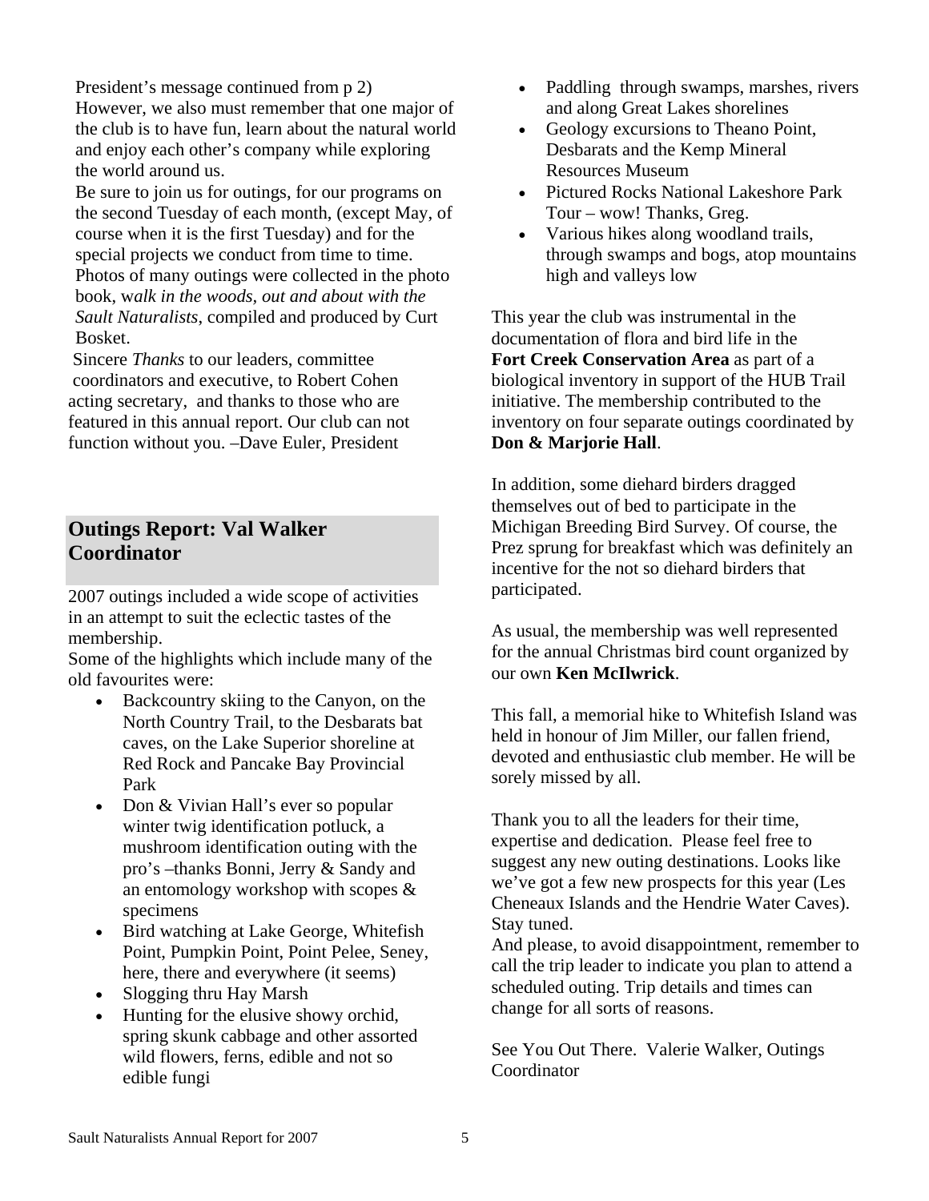President's message continued from p 2)
However, we also must remember that one major of the club is to have fun, learn about the natural world and enjoy each other's company while exploring the world around us.
Be sure to join us for outings, for our programs on the second Tuesday of each month, (except May, of course when it is the first Tuesday) and for the special projects we conduct from time to time. Photos of many outings were collected in the photo book, w*alk in the woods, out and about with the Sault Naturalists*, compiled and produced by Curt Bosket.
Sincere *Thanks* to our leaders, committee coordinators and executive, to Robert Cohen acting secretary, and thanks to those who are featured in this annual report. Our club can not function without you. –Dave Euler, President

## Outings Report: Val Walker Coordinator

2007 outings included a wide scope of activities in an attempt to suit the eclectic tastes of the membership.
Some of the highlights which include many of the old favourites were:

- Backcountry skiing to the Canyon, on the North Country Trail, to the Desbarats bat caves, on the Lake Superior shoreline at Red Rock and Pancake Bay Provincial Park
- Don & Vivian Hall's ever so popular winter twig identification potluck, a mushroom identification outing with the pro's –thanks Bonni, Jerry & Sandy and an entomology workshop with scopes & specimens
- Bird watching at Lake George, Whitefish Point, Pumpkin Point, Point Pelee, Seney, here, there and everywhere (it seems)
- Slogging thru Hay Marsh
- Hunting for the elusive showy orchid, spring skunk cabbage and other assorted wild flowers, ferns, edible and not so edible fungi
- Paddling through swamps, marshes, rivers and along Great Lakes shorelines
- Geology excursions to Theano Point, Desbarats and the Kemp Mineral Resources Museum
- Pictured Rocks National Lakeshore Park Tour – wow! Thanks, Greg.
- Various hikes along woodland trails, through swamps and bogs, atop mountains high and valleys low

This year the club was instrumental in the documentation of flora and bird life in the **Fort Creek Conservation Area** as part of a biological inventory in support of the HUB Trail initiative. The membership contributed to the inventory on four separate outings coordinated by **Don & Marjorie Hall**.

In addition, some diehard birders dragged themselves out of bed to participate in the Michigan Breeding Bird Survey. Of course, the Prez sprung for breakfast which was definitely an incentive for the not so diehard birders that participated.

As usual, the membership was well represented for the annual Christmas bird count organized by our own **Ken McIlwrick**.

This fall, a memorial hike to Whitefish Island was held in honour of Jim Miller, our fallen friend, devoted and enthusiastic club member. He will be sorely missed by all.

Thank you to all the leaders for their time, expertise and dedication. Please feel free to suggest any new outing destinations. Looks like we've got a few new prospects for this year (Les Cheneaux Islands and the Hendrie Water Caves). Stay tuned.
And please, to avoid disappointment, remember to call the trip leader to indicate you plan to attend a scheduled outing. Trip details and times can change for all sorts of reasons.

See You Out There. Valerie Walker, Outings Coordinator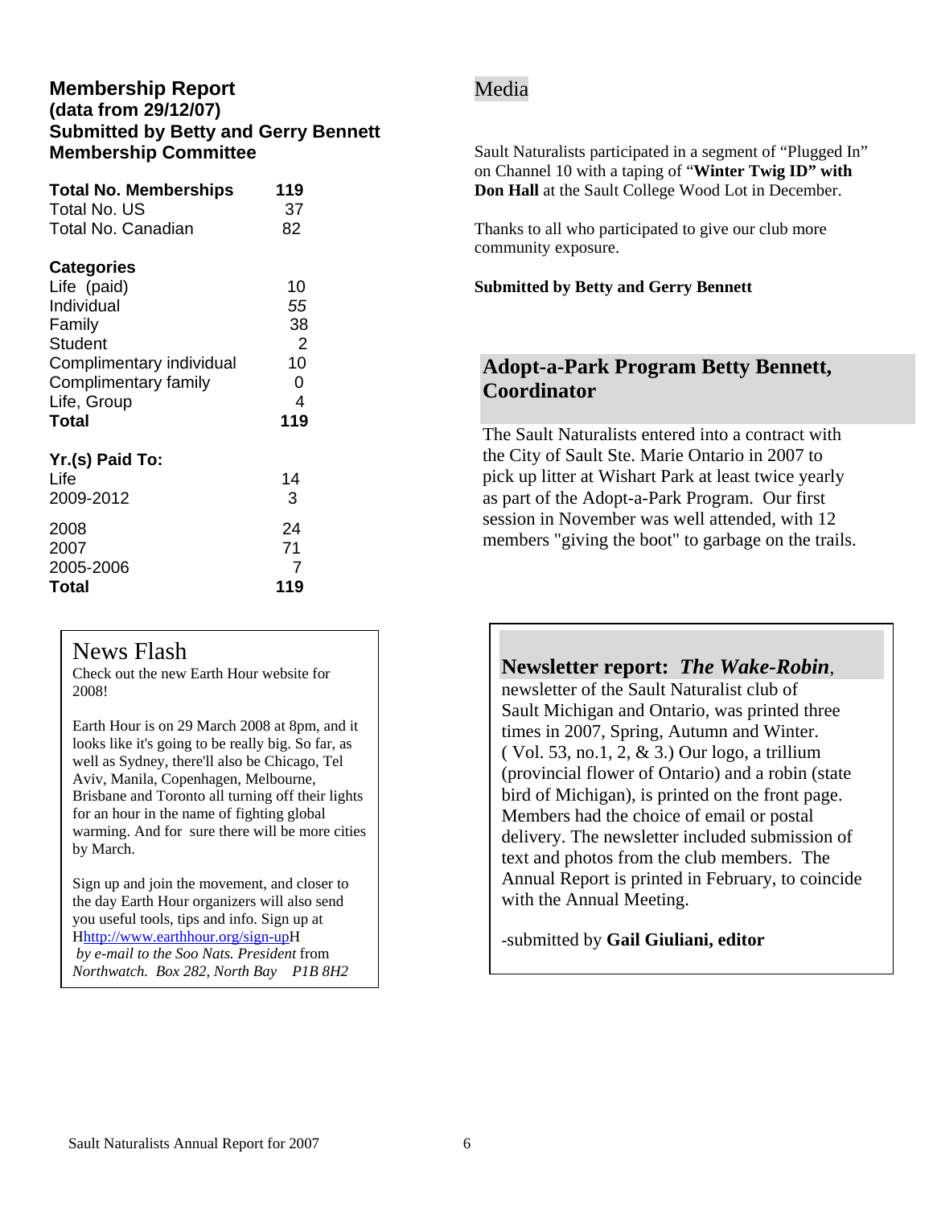## Membership Report
## (data from 29/12/07)
## Submitted by Betty and Gerry Bennett
## Membership Committee

| | |
|---|---|
| **Total No. Memberships** | **119** |
| Total No. US | 37 |
| Total No. Canadian | 82 |

| | |
|---|---|
| **Categories** | |
| Life (paid) | 10 |
| Individual | *55* |
| Family | 38 |
| Student | 2 |
| Complimentary individual | 10 |
| Complimentary family | 0 |
| Life, Group | 4 |
| **Total** | **119** |

| | |
|---|---|
| **Yr.(s) Paid To:** | |
| Life | 14 |
| 2009-2012 | 3 |
| 2008 | 24 |
| 2007 | 71 |
| 2005-2006 | 7 |
| **Total** | **119** |

## News Flash

Check out the new Earth Hour website for 2008!

Earth Hour is on 29 March 2008 at 8pm, and it looks like it's going to be really big. So far, as well as Sydney, there'll also be Chicago, Tel Aviv, Manila, Copenhagen, Melbourne, Brisbane and Toronto all turning off their lights for an hour in the name of fighting global warming. And for sure there will be more cities by March.

Sign up and join the movement, and closer to the day Earth Hour organizers will also send you useful tools, tips and info. Sign up at Hhttp://www.earthhour.org/sign-upH *by e-mail to the Soo Nats. President* from *Northwatch. Box 282, North Bay P1B 8H2*

## Media

Sault Naturalists participated in a segment of "Plugged In" on Channel 10 with a taping of "**Winter Twig ID" with Don Hall** at the Sault College Wood Lot in December.

Thanks to all who participated to give our club more community exposure.

**Submitted by Betty and Gerry Bennett**

## Adopt-a-Park Program Betty Bennett, Coordinator

The Sault Naturalists entered into a contract with the City of Sault Ste. Marie Ontario in 2007 to pick up litter at Wishart Park at least twice yearly as part of the Adopt-a-Park Program. Our first session in November was well attended, with 12 members "giving the boot" to garbage on the trails.

## Newsletter report: *The Wake-Robin*,

newsletter of the Sault Naturalist club of Sault Michigan and Ontario, was printed three times in 2007, Spring, Autumn and Winter. ( Vol. 53, no.1, 2, & 3.) Our logo, a trillium (provincial flower of Ontario) and a robin (state bird of Michigan), is printed on the front page. Members had the choice of email or postal delivery. The newsletter included submission of text and photos from the club members. The Annual Report is printed in February, to coincide with the Annual Meeting.

-submitted by **Gail Giuliani, editor**